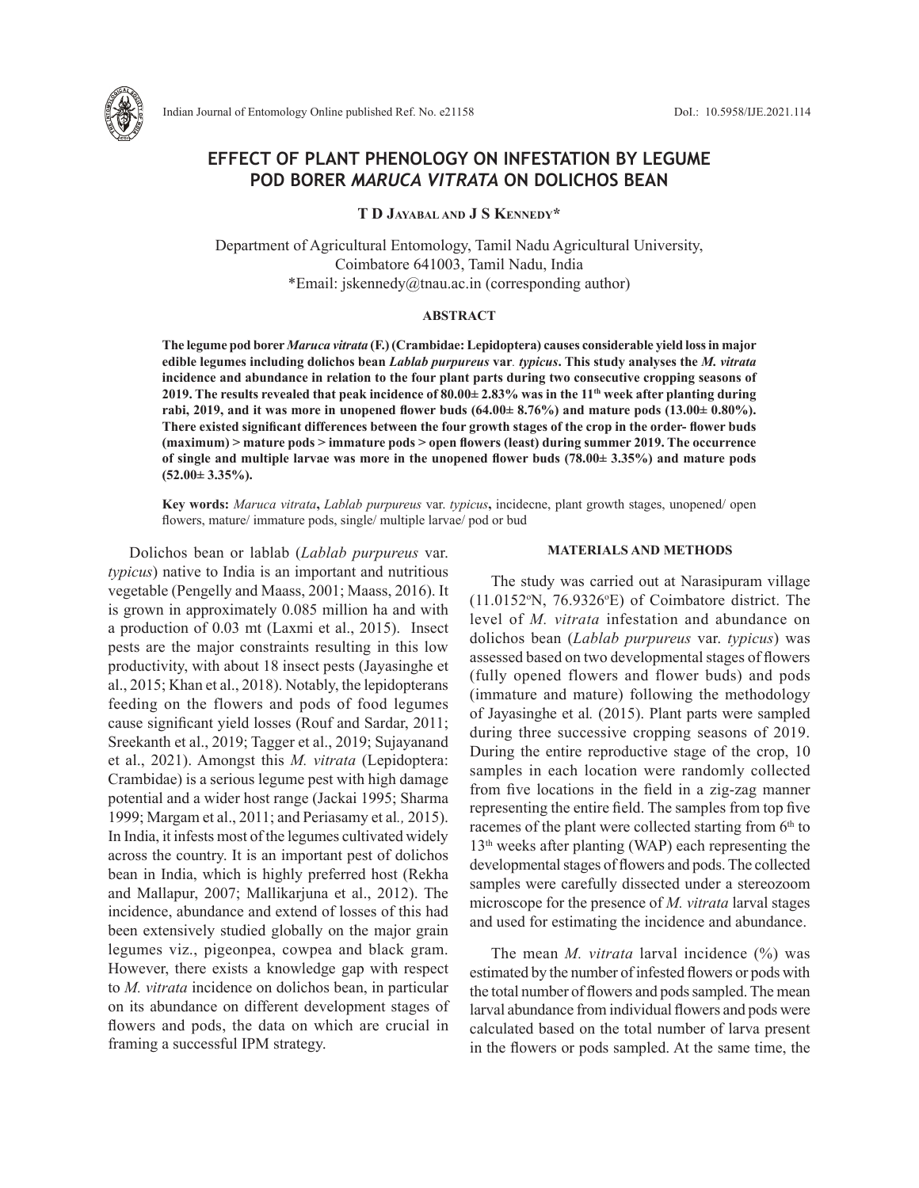# EFFECT OF PLANT PHENOLOGY ON INFESTATION BY LEGUME POD BORER *MARUCA VITRATA* ON DOLICHOS BEAN

**T D Jayabal and J S Kennedy***

Department of Agricultural Entomology, Tamil Nadu Agricultural University, Coimbatore 641003, Tamil Nadu, India
*Email: jskennedy@tnau.ac.in (corresponding author)

## ABSTRACT

**The legume pod borer *Maruca vitrata* (F.) (Crambidae: Lepidoptera) causes considerable yield loss in major edible legumes including dolichos bean *Lablab purpureus* var. *typicus*. This study analyses the *M. vitrata* incidence and abundance in relation to the four plant parts during two consecutive cropping seasons of 2019. The results revealed that peak incidence of 80.00± 2.83% was in the 11th week after planting during rabi, 2019, and it was more in unopened flower buds (64.00± 8.76%) and mature pods (13.00± 0.80%). There existed significant differences between the four growth stages of the crop in the order- flower buds (maximum) > mature pods > immature pods > open flowers (least) during summer 2019. The occurrence of single and multiple larvae was more in the unopened flower buds (78.00± 3.35%) and mature pods (52.00± 3.35%).**

**Key words:** *Maruca vitrata*, *Lablab purpureus* var. *typicus*, incidecne, plant growth stages, unopened/ open flowers, mature/ immature pods, single/ multiple larvae/ pod or bud

Dolichos bean or lablab (*Lablab purpureus* var. *typicus*) native to India is an important and nutritious vegetable (Pengelly and Maass, 2001; Maass, 2016). It is grown in approximately 0.085 million ha and with a production of 0.03 mt (Laxmi et al., 2015). Insect pests are the major constraints resulting in this low productivity, with about 18 insect pests (Jayasinghe et al., 2015; Khan et al., 2018). Notably, the lepidopterans feeding on the flowers and pods of food legumes cause significant yield losses (Rouf and Sardar, 2011; Sreekanth et al., 2019; Tagger et al., 2019; Sujayanand et al., 2021). Amongst this *M. vitrata* (Lepidoptera: Crambidae) is a serious legume pest with high damage potential and a wider host range (Jackai 1995; Sharma 1999; Margam et al., 2011; and Periasamy et al*.,* 2015). In India, it infests most of the legumes cultivated widely across the country. It is an important pest of dolichos bean in India, which is highly preferred host (Rekha and Mallapur, 2007; Mallikarjuna et al., 2012). The incidence, abundance and extend of losses of this had been extensively studied globally on the major grain legumes viz., pigeonpea, cowpea and black gram. However, there exists a knowledge gap with respect to *M. vitrata* incidence on dolichos bean, in particular on its abundance on different development stages of flowers and pods, the data on which are crucial in framing a successful IPM strategy.

## MATERIALS AND METHODS

The study was carried out at Narasipuram village (11.0152°N, 76.9326°E) of Coimbatore district. The level of *M. vitrata* infestation and abundance on dolichos bean (*Lablab purpureus* var. *typicus*) was assessed based on two developmental stages of flowers (fully opened flowers and flower buds) and pods (immature and mature) following the methodology of Jayasinghe et al*.* (2015). Plant parts were sampled during three successive cropping seasons of 2019. During the entire reproductive stage of the crop, 10 samples in each location were randomly collected from five locations in the field in a zig-zag manner representing the entire field. The samples from top five racemes of the plant were collected starting from 6th to 13th weeks after planting (WAP) each representing the developmental stages of flowers and pods. The collected samples were carefully dissected under a stereozoom microscope for the presence of *M. vitrata* larval stages and used for estimating the incidence and abundance.

The mean *M. vitrata* larval incidence (%) was estimated by the number of infested flowers or pods with the total number of flowers and pods sampled. The mean larval abundance from individual flowers and pods were calculated based on the total number of larva present in the flowers or pods sampled. At the same time, the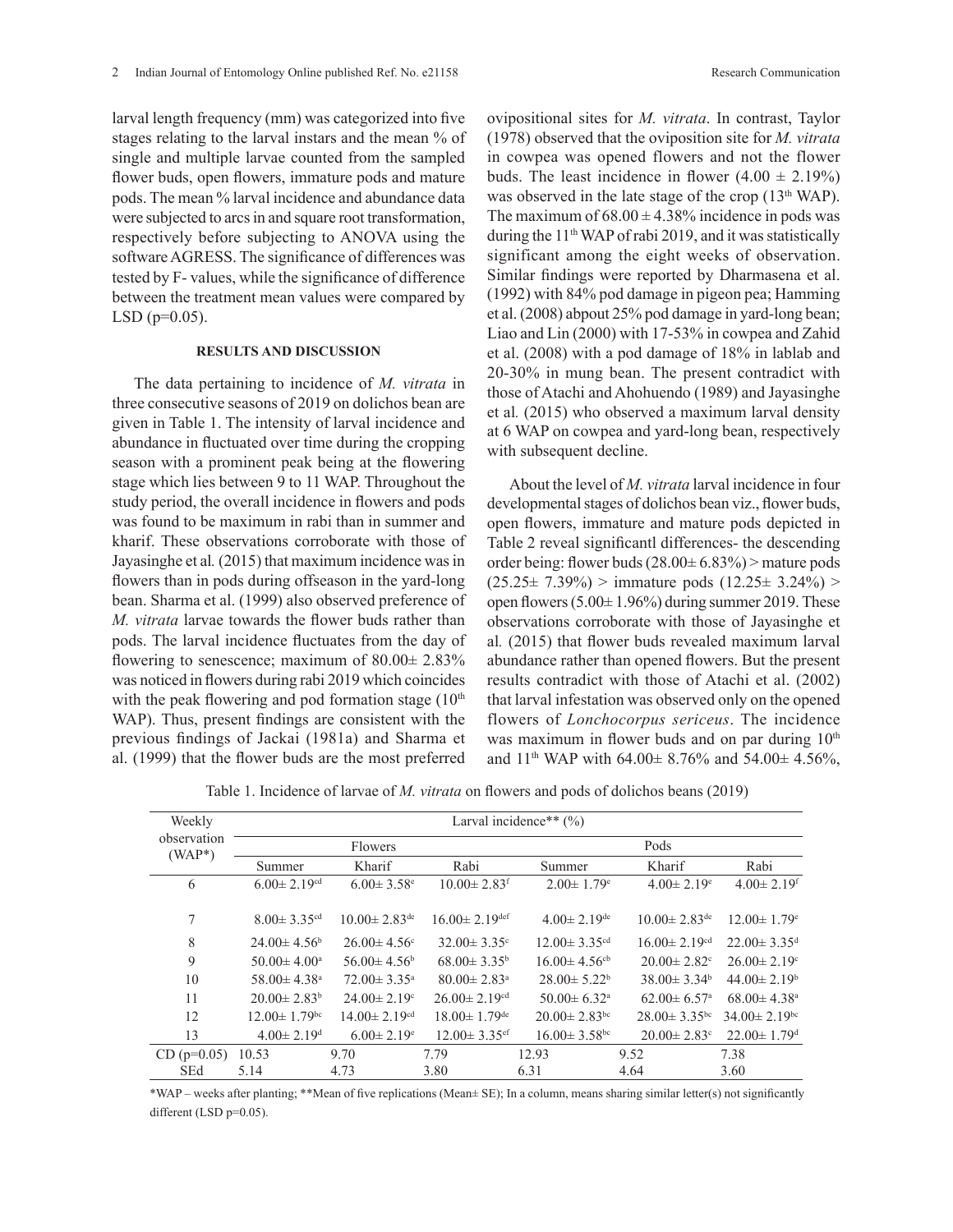larval length frequency (mm) was categorized into five stages relating to the larval instars and the mean % of single and multiple larvae counted from the sampled flower buds, open flowers, immature pods and mature pods. The mean % larval incidence and abundance data were subjected to arcs in and square root transformation, respectively before subjecting to ANOVA using the software AGRESS. The significance of differences was tested by F- values, while the significance of difference between the treatment mean values were compared by LSD (p=0.05).

## RESULTS AND DISCUSSION

The data pertaining to incidence of *M. vitrata* in three consecutive seasons of 2019 on dolichos bean are given in Table 1. The intensity of larval incidence and abundance in fluctuated over time during the cropping season with a prominent peak being at the flowering stage which lies between 9 to 11 WAP. Throughout the study period, the overall incidence in flowers and pods was found to be maximum in rabi than in summer and kharif. These observations corroborate with those of Jayasinghe et al*.* (2015) that maximum incidence was in flowers than in pods during offseason in the yard-long bean. Sharma et al. (1999) also observed preference of *M. vitrata* larvae towards the flower buds rather than pods. The larval incidence fluctuates from the day of flowering to senescence; maximum of 80.00± 2.83% was noticed in flowers during rabi 2019 which coincides with the peak flowering and pod formation stage (10th WAP). Thus, present findings are consistent with the previous findings of Jackai (1981a) and Sharma et al. (1999) that the flower buds are the most preferred ovipositional sites for *M. vitrata*. In contrast, Taylor (1978) observed that the oviposition site for *M. vitrata* in cowpea was opened flowers and not the flower buds. The least incidence in flower (4.00 ± 2.19%) was observed in the late stage of the crop (13th WAP). The maximum of 68.00 ± 4.38% incidence in pods was during the 11th WAP of rabi 2019, and it was statistically significant among the eight weeks of observation. Similar findings were reported by Dharmasena et al. (1992) with 84% pod damage in pigeon pea; Hamming et al. (2008) abpout 25% pod damage in yard-long bean; Liao and Lin (2000) with 17-53% in cowpea and Zahid et al. (2008) with a pod damage of 18% in lablab and 20-30% in mung bean. The present contradict with those of Atachi and Ahohuendo (1989) and Jayasinghe et al*.* (2015) who observed a maximum larval density at 6 WAP on cowpea and yard-long bean, respectively with subsequent decline.

About the level of *M. vitrata* larval incidence in four developmental stages of dolichos bean viz., flower buds, open flowers, immature and mature pods depicted in Table 2 reveal significantl differences- the descending order being: flower buds (28.00± 6.83%) > mature pods (25.25± 7.39%) > immature pods (12.25± 3.24%) > open flowers (5.00± 1.96%) during summer 2019. These observations corroborate with those of Jayasinghe et al*.* (2015) that flower buds revealed maximum larval abundance rather than opened flowers. But the present results contradict with those of Atachi et al. (2002) that larval infestation was observed only on the opened flowers of *Lonchocorpus sericeus*. The incidence was maximum in flower buds and on par during 10th and 11th WAP with 64.00± 8.76% and 54.00± 4.56%,

Table 1. Incidence of larvae of *M. vitrata* on flowers and pods of dolichos beans (2019)

| Weekly observation (WAP*) | Larval incidence** (%) | | | | | |
|---|---|---|---|---|---|---|
| | Flowers | | | Pods | | |
| | Summer | Kharif | Rabi | Summer | Kharif | Rabi |
| 6 | 6.00± 2.19$^{cd}$ | 6.00± 3.58$^{e}$ | 10.00± 2.83$^{f}$ | 2.00± 1.79$^{e}$ | 4.00± 2.19$^{e}$ | 4.00± 2.19$^{f}$ |
| 7 | 8.00± 3.35$^{cd}$ | 10.00± 2.83$^{de}$ | 16.00± 2.19$^{def}$ | 4.00± 2.19$^{de}$ | 10.00± 2.83$^{de}$ | 12.00± 1.79$^{e}$ |
| 8 | 24.00± 4.56$^{b}$ | 26.00± 4.56$^{c}$ | 32.00± 3.35$^{c}$ | 12.00± 3.35$^{cd}$ | 16.00± 2.19$^{cd}$ | 22.00± 3.35$^{d}$ |
| 9 | 50.00± 4.00$^{a}$ | 56.00± 4.56$^{b}$ | 68.00± 3.35$^{b}$ | 16.00± 4.56$^{cb}$ | 20.00± 2.82$^{c}$ | 26.00± 2.19$^{c}$ |
| 10 | 58.00± 4.38$^{a}$ | 72.00± 3.35$^{a}$ | 80.00± 2.83$^{a}$ | 28.00± 5.22$^{b}$ | 38.00± 3.34$^{b}$ | 44.00± 2.19$^{b}$ |
| 11 | 20.00± 2.83$^{b}$ | 24.00± 2.19$^{c}$ | 26.00± 2.19$^{cd}$ | 50.00± 6.32$^{a}$ | 62.00± 6.57$^{a}$ | 68.00± 4.38$^{a}$ |
| 12 | 12.00± 1.79$^{bc}$ | 14.00± 2.19$^{cd}$ | 18.00± 1.79$^{de}$ | 20.00± 2.83$^{bc}$ | 28.00± 3.35$^{bc}$ | 34.00± 2.19$^{bc}$ |
| 13 | 4.00± 2.19$^{d}$ | 6.00± 2.19$^{e}$ | 12.00± 3.35$^{ef}$ | 16.00± 3.58$^{bc}$ | 20.00± 2.83$^{c}$ | 22.00± 1.79$^{d}$ |
| CD (p=0.05) | 10.53 | 9.70 | 7.79 | 12.93 | 9.52 | 7.38 |
| SEd | 5.14 | 4.73 | 3.80 | 6.31 | 4.64 | 3.60 |

*WAP – weeks after planting; **Mean of five replications (Mean± SE); In a column, means sharing similar letter(s) not significantly different (LSD p=0.05).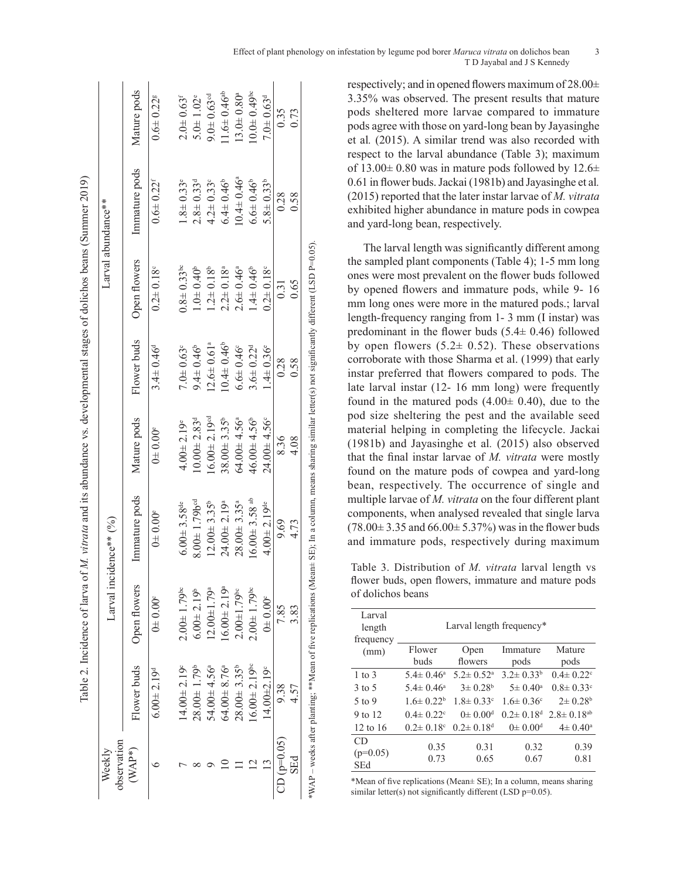Table 2. Incidence of larva of *M. vitrata* and its abundance vs. developmental stages of dolichos beans (Summer 2019)

| Weekly observation (WAP*) | Larval incidence** (%) | | | | Larval abundance** | | | |
|---|---|---|---|---|---|---|---|---|
| | Flower buds | Open flowers | Immature pods | Mature pods | Flower buds | Open flowers | Immature pods | Mature pods |
| 6 | 6.00± 2.19[d] | 0± 0.00[c] | 0± 0.00[e] | 0± 0.00[e] | 3.4± 0.46[d] | 0.2± 0.18[c] | 0.6± 0.22[f] | 0.6± 0.22[g] |
| 7 | 14.00± 2.19[c] | 2.00± 1.79[bc] | 6.00± 3.58[de] | 4.00± 2.19[e] | 7.0± 0.63[c] | 0.8± 0.33[bc] | 1.8± 0.33[e] | 2.0± 0.63[f] |
| 8 | 28.00± 1.79[b] | 6.00± 2.19[b] | 8.00± 1.79b[cd] | 10.00± 2.83[d] | 9.4± 0.46[b] | 1.0± 0.40[b] | 2.8± 0.33[d] | 5.0± 1.02[e] |
| 9 | 54.00± 4.56[a] | 12.00±1.79[a] | 12.00± 3.35[b] | 16.00± 2.19[cd] | 12.6± 0.61[a] | 1.2± 0.18[b] | 4.2± 0.33[c] | 9.0± 0.63[cd] |
| 10 | 64.00± 8.76[a] | 16.00± 2.19[a] | 24.00± 2.19[a] | 38.00± 3.35[b] | 10.4± 0.46[b] | 2.2± 0.18[a] | 6.4± 0.46[b] | 11.6± 0.46[ab] |
| 11 | 28.00± 3.35[b] | 2.00±1.79[bc] | 28.00± 3.35[a] | 64.00± 4.56[a] | 6.6± 0.46[c] | 2.6± 0.46[a] | 10.4± 0.46[a] | 13.0± 0.80[a] |
| 12 | 16.00± 2.19[bc] | 2.00± 1.79[bc] | 16.00± 3.58 [ab] | 46.00± 4.56[b] | 3.6± 0.22[d] | 1.4± 0.46[b] | 6.6± 0.46[b] | 10.0± 0.49[bc] |
| 13 | 14.00±2.19[c] | 0± 0.00[c] | 4.00± 2.19[de] | 24.00± 4.56[c] | 1.4± 0.36[e] | 0.2± 0.18[c] | 5.8± 0.33[b] | 7.0± 0.63[d] |
| CD (p=0.05) | 9.38 | 7.85 | 9.69 | 8.36 | 0.28 | 0.31 | 0.28 | 0.35 |
| SEd | 4.57 | 3.83 | 4.73 | 4.08 | 0.58 | 0.65 | 0.58 | 0.73 |

*WAP – weeks after planting; **Mean of five replications (Mean± SE); In a column, means sharing similar letter(s) not significantly different (LSD P=0.05).

respectively; and in opened flowers maximum of 28.00± 3.35% was observed. The present results that mature pods sheltered more larvae compared to immature pods agree with those on yard-long bean by Jayasinghe et al*.* (2015). A similar trend was also recorded with respect to the larval abundance (Table 3); maximum of 13.00± 0.80 was in mature pods followed by 12.6± 0.61 in flower buds. Jackai (1981b) and Jayasinghe et al*.* (2015) reported that the later instar larvae of *M. vitrata* exhibited higher abundance in mature pods in cowpea and yard-long bean, respectively.

The larval length was significantly different among the sampled plant components (Table 4); 1-5 mm long ones were most prevalent on the flower buds followed by opened flowers and immature pods, while 9- 16 mm long ones were more in the matured pods.; larval length-frequency ranging from 1- 3 mm (I instar) was predominant in the flower buds (5.4± 0.46) followed by open flowers (5.2± 0.52). These observations corroborate with those Sharma et al. (1999) that early instar preferred that flowers compared to pods. The late larval instar (12- 16 mm long) were frequently found in the matured pods (4.00± 0.40), due to the pod size sheltering the pest and the available seed material helping in completing the lifecycle. Jackai (1981b) and Jayasinghe et al*.* (2015) also observed that the final instar larvae of *M. vitrata* were mostly found on the mature pods of cowpea and yard-long bean, respectively. The occurrence of single and multiple larvae of *M. vitrata* on the four different plant components, when analysed revealed that single larva (78.00± 3.35 and 66.00± 5.37%) was in the flower buds and immature pods, respectively during maximum

Table 3. Distribution of *M. vitrata* larval length vs flower buds, open flowers, immature and mature pods of dolichos beans

| Larval length frequency (mm) | Larval length frequency* | | | |
|---|---|---|---|---|
| | Flower buds | Open flowers | Immature pods | Mature pods |
| 1 to 3 | 5.4± 0.46[a] | 5.2± 0.52[a] | 3.2± 0.33[b] | 0.4± 0.22[c] |
| 3 to 5 | 5.4± 0.46[a] | 3± 0.28[b] | 5± 0.40[a] | 0.8± 0.33[c] |
| 5 to 9 | 1.6± 0.22[b] | 1.8± 0.33[c] | 1.6± 0.36[c] | 2± 0.28[b] |
| 9 to 12 | 0.4± 0.22[c] | 0± 0.00[d] | 0.2± 0.18[d] | 2.8± 0.18[ab] |
| 12 to 16 | 0.2± 0.18[c] | 0.2± 0.18[d] | 0± 0.00[d] | 4± 0.40[a] |
| CD (p=0.05) | 0.35 | 0.31 | 0.32 | 0.39 |
| SEd | 0.73 | 0.65 | 0.67 | 0.81 |

*Mean of five replications (Mean± SE); In a column, means sharing similar letter(s) not significantly different (LSD p=0.05).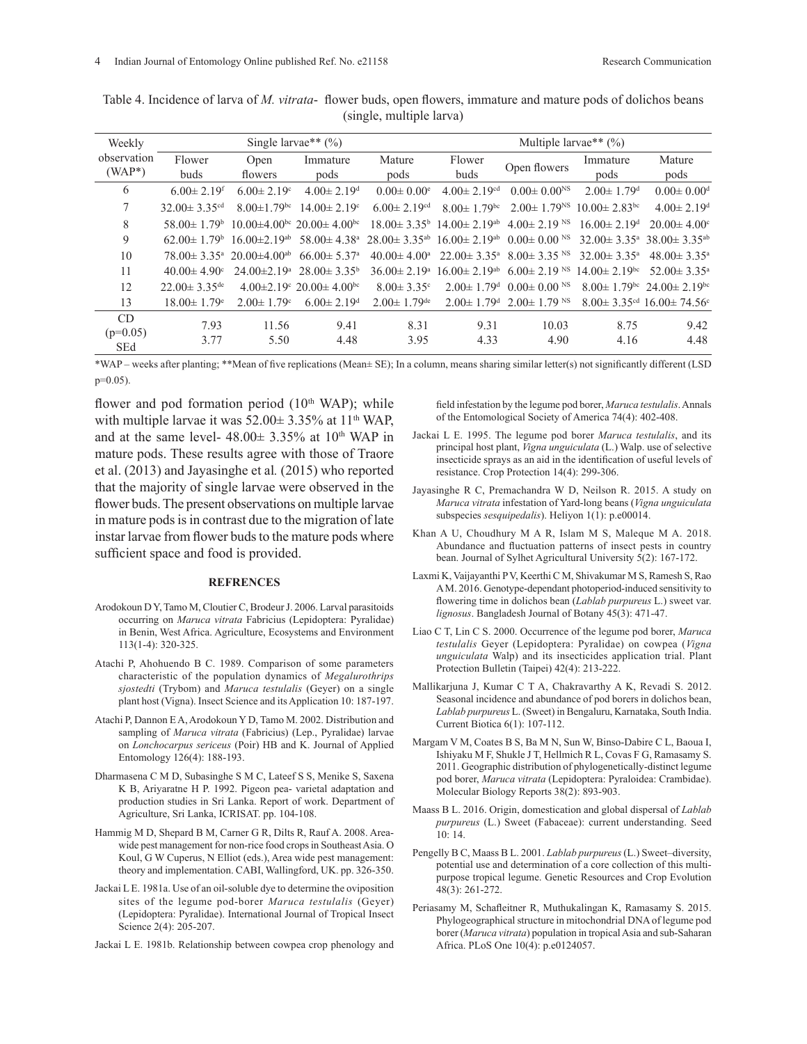Table 4. Incidence of larva of *M. vitrata*- flower buds, open flowers, immature and mature pods of dolichos beans (single, multiple larva)

| Weekly observation (WAP*) | Single larvae** (%) | | | | Multiple larvae** (%) | | | |
|---|---|---|---|---|---|---|---|---|
| | Flower buds | Open flowers | Immature pods | Mature pods | Flower buds | Open flowers | Immature pods | Mature pods |
| 6 | 6.00± 2.19[f] | 6.00± 2.19[c] | 4.00± 2.19[d] | 0.00± 0.00[e] | 4.00± 2.19[cd] | 0.00± 0.00[NS] | 2.00± 1.79[d] | 0.00± 0.00[d] |
| 7 | 32.00± 3.35[cd] | 8.00±1.79[bc] | 14.00± 2.19[c] | 6.00± 2.19[cd] | 8.00± 1.79[bc] | 2.00± 1.79[NS] | 10.00± 2.83[bc] | 4.00± 2.19[d] |
| 8 | 58.00± 1.79[b] | 10.00±4.00[bc] | 20.00± 4.00[bc] | 18.00± 3.35[b] | 14.00± 2.19[ab] | 4.00± 2.19 [NS] | 16.00± 2.19[d] | 20.00± 4.00[c] |
| 9 | 62.00± 1.79[b] | 16.00±2.19[ab] | 58.00± 4.38[a] | 28.00± 3.35[ab] | 16.00± 2.19[ab] | 0.00± 0.00 [NS] | 32.00± 3.35[a] | 38.00± 3.35[ab] |
| 10 | 78.00± 3.35[a] | 20.00±4.00[ab] | 66.00± 5.37[a] | 40.00± 4.00[a] | 22.00± 3.35[a] | 8.00± 3.35 [NS] | 32.00± 3.35[a] | 48.00± 3.35[a] |
| 11 | 40.00± 4.90[c] | 24.00±2.19[a] | 28.00± 3.35[b] | 36.00± 2.19[a] | 16.00± 2.19[ab] | 6.00± 2.19 [NS] | 14.00± 2.19[bc] | 52.00± 3.35[a] |
| 12 | 22.00± 3.35[de] | 4.00±2.19[c] | 20.00± 4.00[bc] | 8.00± 3.35[c] | 2.00± 1.79[d] | 0.00± 0.00 [NS] | 8.00± 1.79[bc] | 24.00± 2.19[bc] |
| 13 | 18.00± 1.79[e] | 2.00± 1.79[c] | 6.00± 2.19[d] | 2.00± 1.79[de] | 2.00± 1.79[d] | 2.00± 1.79 [NS] | 8.00± 3.35[cd] | 16.00± 74.56[c] |
| CD (p=0.05) | 7.93 | 11.56 | 9.41 | 8.31 | 9.31 | 10.03 | 8.75 | 9.42 |
| SEd | 3.77 | 5.50 | 4.48 | 3.95 | 4.33 | 4.90 | 4.16 | 4.48 |

*WAP – weeks after planting; **Mean of five replications (Mean± SE); In a column, means sharing similar letter(s) not significantly different (LSD p=0.05).

flower and pod formation period (10[th] WAP); while with multiple larvae it was 52.00± 3.35% at 11[th] WAP, and at the same level- 48.00± 3.35% at 10[th] WAP in mature pods. These results agree with those of Traore et al. (2013) and Jayasinghe et al*.* (2015) who reported that the majority of single larvae were observed in the flower buds. The present observations on multiple larvae in mature pods is in contrast due to the migration of late instar larvae from flower buds to the mature pods where sufficient space and food is provided.

## REFRENCES

Arodokoun D Y, Tamo M, Cloutier C, Brodeur J. 2006. Larval parasitoids occurring on *Maruca vitrata* Fabricius (Lepidoptera: Pyralidae) in Benin, West Africa. Agriculture, Ecosystems and Environment 113(1-4): 320-325.

Atachi P, Ahohuendo B C. 1989. Comparison of some parameters characteristic of the population dynamics of *Megalurothrips sjostedti* (Trybom) and *Maruca testulalis* (Geyer) on a single plant host (Vigna). Insect Science and its Application 10: 187-197.

Atachi P, Dannon E A, Arodokoun Y D, Tamo M. 2002. Distribution and sampling of *Maruca vitrata* (Fabricius) (Lep., Pyralidae) larvae on *Lonchocarpus sericeus* (Poir) HB and K. Journal of Applied Entomology 126(4): 188-193.

Dharmasena C M D, Subasinghe S M C, Lateef S S, Menike S, Saxena K B, Ariyaratne H P. 1992. Pigeon pea- varietal adaptation and production studies in Sri Lanka. Report of work. Department of Agriculture, Sri Lanka, ICRISAT. pp. 104-108.

Hammig M D, Shepard B M, Carner G R, Dilts R, Rauf A. 2008. Area-wide pest management for non-rice food crops in Southeast Asia. O Koul, G W Cuperus, N Elliot (eds.), Area wide pest management: theory and implementation. CABI, Wallingford, UK. pp. 326-350.

Jackai L E. 1981a. Use of an oil-soluble dye to determine the oviposition sites of the legume pod-borer *Maruca testulalis* (Geyer) (Lepidoptera: Pyralidae). International Journal of Tropical Insect Science 2(4): 205-207.

Jackai L E. 1981b. Relationship between cowpea crop phenology and field infestation by the legume pod borer, *Maruca testulalis*. Annals of the Entomological Society of America 74(4): 402-408.

Jackai L E. 1995. The legume pod borer *Maruca testulalis*, and its principal host plant, *Vigna unguiculata* (L.) Walp. use of selective insecticide sprays as an aid in the identification of useful levels of resistance. Crop Protection 14(4): 299-306.

Jayasinghe R C, Premachandra W D, Neilson R. 2015. A study on *Maruca vitrata* infestation of Yard-long beans (*Vigna unguiculata* subspecies *sesquipedalis*). Heliyon 1(1): p.e00014.

Khan A U, Choudhury M A R, Islam M S, Maleque M A. 2018. Abundance and fluctuation patterns of insect pests in country bean. Journal of Sylhet Agricultural University 5(2): 167-172.

Laxmi K, Vaijayanthi P V, Keerthi C M, Shivakumar M S, Ramesh S, Rao A M. 2016. Genotype-dependant photoperiod-induced sensitivity to flowering time in dolichos bean (*Lablab purpureus* L.) sweet var. *lignosus*. Bangladesh Journal of Botany 45(3): 471-47.

Liao C T, Lin C S. 2000. Occurrence of the legume pod borer, *Maruca testulalis* Geyer (Lepidoptera: Pyralidae) on cowpea (*Vigna unguiculata* Walp) and its insecticides application trial. Plant Protection Bulletin (Taipei) 42(4): 213-222.

Mallikarjuna J, Kumar C T A, Chakravarthy A K, Revadi S. 2012. Seasonal incidence and abundance of pod borers in dolichos bean, *Lablab purpureus* L. (Sweet) in Bengaluru, Karnataka, South India. Current Biotica 6(1): 107-112.

Margam V M, Coates B S, Ba M N, Sun W, Binso-Dabire C L, Baoua I, Ishiyaku M F, Shukle J T, Hellmich R L, Covas F G, Ramasamy S. 2011. Geographic distribution of phylogenetically-distinct legume pod borer, *Maruca vitrata* (Lepidoptera: Pyraloidea: Crambidae). Molecular Biology Reports 38(2): 893-903.

Maass B L. 2016. Origin, domestication and global dispersal of *Lablab purpureus* (L.) Sweet (Fabaceae): current understanding. Seed 10: 14.

Pengelly B C, Maass B L. 2001. *Lablab purpureus* (L.) Sweet–diversity, potential use and determination of a core collection of this multi-purpose tropical legume. Genetic Resources and Crop Evolution 48(3): 261-272.

Periasamy M, Schafleitner R, Muthukalingan K, Ramasamy S. 2015. Phylogeographical structure in mitochondrial DNA of legume pod borer (*Maruca vitrata*) population in tropical Asia and sub-Saharan Africa. PLoS One 10(4): p.e0124057.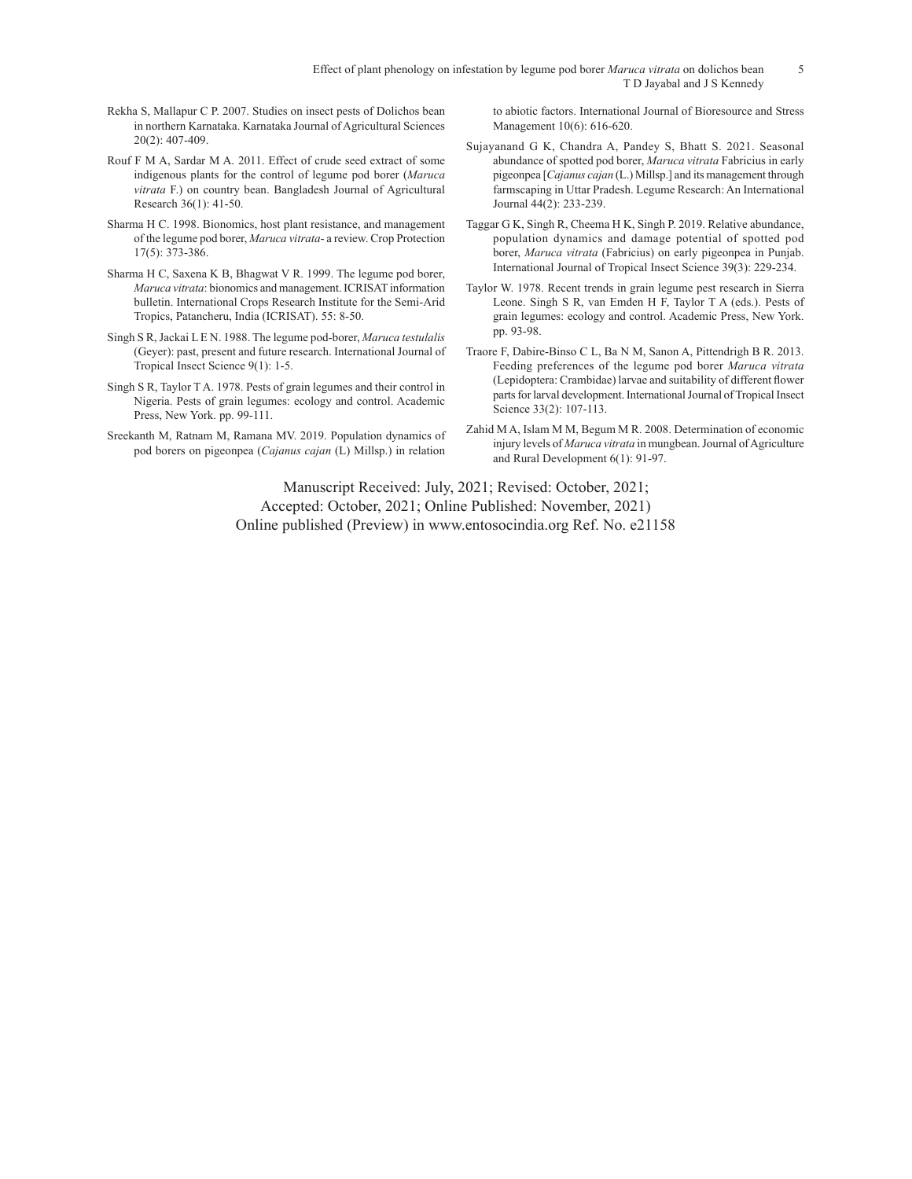Rekha S, Mallapur C P. 2007. Studies on insect pests of Dolichos bean in northern Karnataka. Karnataka Journal of Agricultural Sciences 20(2): 407-409.

Rouf F M A, Sardar M A. 2011. Effect of crude seed extract of some indigenous plants for the control of legume pod borer (*Maruca vitrata* F.) on country bean. Bangladesh Journal of Agricultural Research 36(1): 41-50.

Sharma H C. 1998. Bionomics, host plant resistance, and management of the legume pod borer, *Maruca vitrata*- a review. Crop Protection 17(5): 373-386.

Sharma H C, Saxena K B, Bhagwat V R. 1999. The legume pod borer, *Maruca vitrata*: bionomics and management. ICRISAT information bulletin. International Crops Research Institute for the Semi-Arid Tropics, Patancheru, India (ICRISAT). 55: 8-50.

Singh S R, Jackai L E N. 1988. The legume pod-borer, *Maruca testulalis* (Geyer): past, present and future research. International Journal of Tropical Insect Science 9(1): 1-5.

Singh S R, Taylor T A. 1978. Pests of grain legumes and their control in Nigeria. Pests of grain legumes: ecology and control. Academic Press, New York. pp. 99-111.

Sreekanth M, Ratnam M, Ramana MV. 2019. Population dynamics of pod borers on pigeonpea (*Cajanus cajan* (L) Millsp.) in relation to abiotic factors. International Journal of Bioresource and Stress Management 10(6): 616-620.

Sujayanand G K, Chandra A, Pandey S, Bhatt S. 2021. Seasonal abundance of spotted pod borer, *Maruca vitrata* Fabricius in early pigeonpea [*Cajanus cajan* (L.) Millsp.] and its management through farmscaping in Uttar Pradesh. Legume Research: An International Journal 44(2): 233-239.

Taggar G K, Singh R, Cheema H K, Singh P. 2019. Relative abundance, population dynamics and damage potential of spotted pod borer, *Maruca vitrata* (Fabricius) on early pigeonpea in Punjab. International Journal of Tropical Insect Science 39(3): 229-234.

Taylor W. 1978. Recent trends in grain legume pest research in Sierra Leone. Singh S R, van Emden H F, Taylor T A (eds.). Pests of grain legumes: ecology and control. Academic Press, New York. pp. 93-98.

Traore F, Dabire-Binso C L, Ba N M, Sanon A, Pittendrigh B R. 2013. Feeding preferences of the legume pod borer *Maruca vitrata* (Lepidoptera: Crambidae) larvae and suitability of different flower parts for larval development. International Journal of Tropical Insect Science 33(2): 107-113.

Zahid M A, Islam M M, Begum M R. 2008. Determination of economic injury levels of *Maruca vitrata* in mungbean. Journal of Agriculture and Rural Development 6(1): 91-97.

Manuscript Received: July, 2021; Revised: October, 2021;
Accepted: October, 2021; Online Published: November, 2021)
Online published (Preview) in www.entosocindia.org Ref. No. e21158